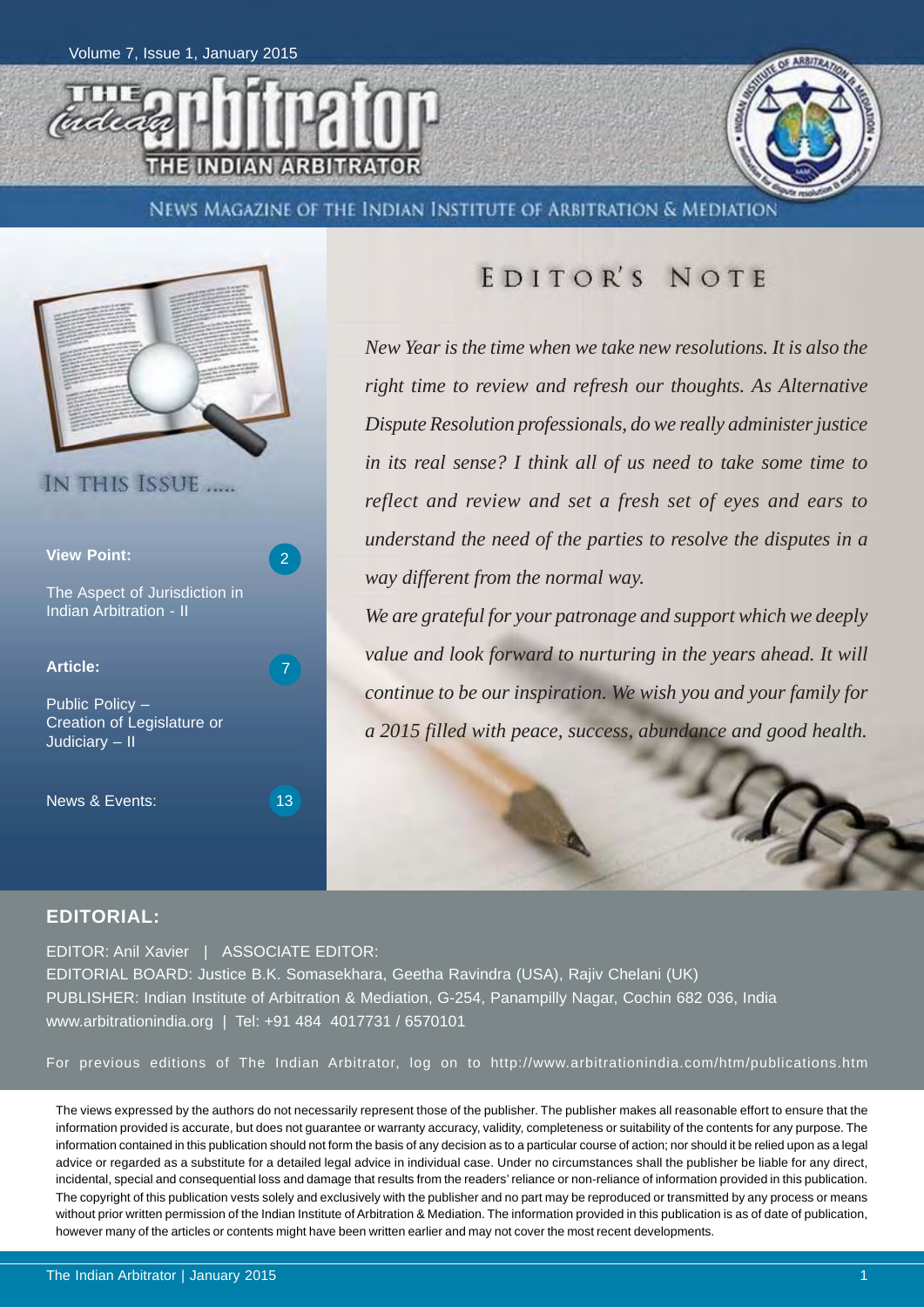Volume 7, Issue 1, January 2015

# THE Indian arbitrator

THE INDIAN ARBITRATOR

NEWS MAGAZINE OF THE INDIAN INSTITUTE OF ARBITRATION & MEDIATION

## IN THIS ISSUE .....

**View Point:** 2

The Aspect of Jurisdiction in Indian Arbitration - II

**Article:** 7

Public Policy – Creation of Legislature or Judiciary – II

News & Events: 13

## EDITOR'S NOTE

*New Year is the time when we take new resolutions. It is also the right time to review and refresh our thoughts. As Alternative Dispute Resolution professionals, do we really administer justice in its real sense? I think all of us need to take some time to reflect and review and set a fresh set of eyes and ears to understand the need of the parties to resolve the disputes in a way different from the normal way.*

*We are grateful for your patronage and support which we deeply value and look forward to nurturing in the years ahead. It will continue to be our inspiration. We wish you and your family for a 2015 filled with peace, success, abundance and good health.*

## EDITORIAL:

EDITOR: Anil Xavier | ASSOCIATE EDITOR:

EDITORIAL BOARD: Justice B.K. Somasekhara, Geetha Ravindra (USA), Rajiv Chelani (UK)

PUBLISHER: Indian Institute of Arbitration & Mediation, G-254, Panampilly Nagar, Cochin 682 036, India

www.arbitrationindia.org | Tel: +91 484 4017731 / 6570101

For previous editions of The Indian Arbitrator, log on to http://www.arbitrationindia.com/htm/publications.htm

The views expressed by the authors do not necessarily represent those of the publisher. The publisher makes all reasonable effort to ensure that the information provided is accurate, but does not guarantee or warranty accuracy, validity, completeness or suitability of the contents for any purpose. The information contained in this publication should not form the basis of any decision as to a particular course of action; nor should it be relied upon as a legal advice or regarded as a substitute for a detailed legal advice in individual case. Under no circumstances shall the publisher be liable for any direct, incidental, special and consequential loss and damage that results from the readers' reliance or non-reliance of information provided in this publication. The copyright of this publication vests solely and exclusively with the publisher and no part may be reproduced or transmitted by any process or means without prior written permission of the Indian Institute of Arbitration & Mediation. The information provided in this publication is as of date of publication, however many of the articles or contents might have been written earlier and may not cover the most recent developments.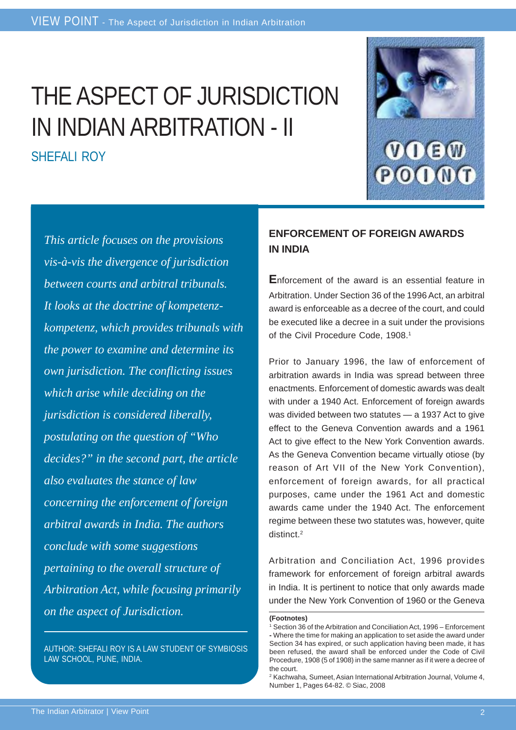# THE ASPECT OF JURISDICTION IN INDIAN ARBITRATION - II

SHEFALI ROY

*This article focuses on the provisions vis-à-vis the divergence of jurisdiction between courts and arbitral tribunals. It looks at the doctrine of kompetenz-kompetenz, which provides tribunals with the power to examine and determine its own jurisdiction. The conflicting issues which arise while deciding on the jurisdiction is considered liberally, postulating on the question of "Who decides?" in the second part, the article also evaluates the stance of law concerning the enforcement of foreign arbitral awards in India. The authors conclude with some suggestions pertaining to the overall structure of Arbitration Act, while focusing primarily on the aspect of Jurisdiction.*

AUTHOR: SHEFALI ROY IS A LAW STUDENT OF SYMBIOSIS LAW SCHOOL, PUNE, INDIA.

## ENFORCEMENT OF FOREIGN AWARDS IN INDIA

Enforcement of the award is an essential feature in Arbitration. Under Section 36 of the 1996 Act, an arbitral award is enforceable as a decree of the court, and could be executed like a decree in a suit under the provisions of the Civil Procedure Code, 1908.[1]

Prior to January 1996, the law of enforcement of arbitration awards in India was spread between three enactments. Enforcement of domestic awards was dealt with under a 1940 Act. Enforcement of foreign awards was divided between two statutes — a 1937 Act to give effect to the Geneva Convention awards and a 1961 Act to give effect to the New York Convention awards. As the Geneva Convention became virtually otiose (by reason of Art VII of the New York Convention), enforcement of foreign awards, for all practical purposes, came under the 1961 Act and domestic awards came under the 1940 Act. The enforcement regime between these two statutes was, however, quite distinct.[2]

Arbitration and Conciliation Act, 1996 provides framework for enforcement of foreign arbitral awards in India. It is pertinent to notice that only awards made under the New York Convention of 1960 or the Geneva

**(Footnotes)**

[1] Section 36 of the Arbitration and Conciliation Act, 1996 – Enforcement - Where the time for making an application to set aside the award under Section 34 has expired, or such application having been made, it has been refused, the award shall be enforced under the Code of Civil Procedure, 1908 (5 of 1908) in the same manner as if it were a decree of the court.

[2] Kachwaha, Sumeet, Asian International Arbitration Journal, Volume 4, Number 1, Pages 64-82. © Siac, 2008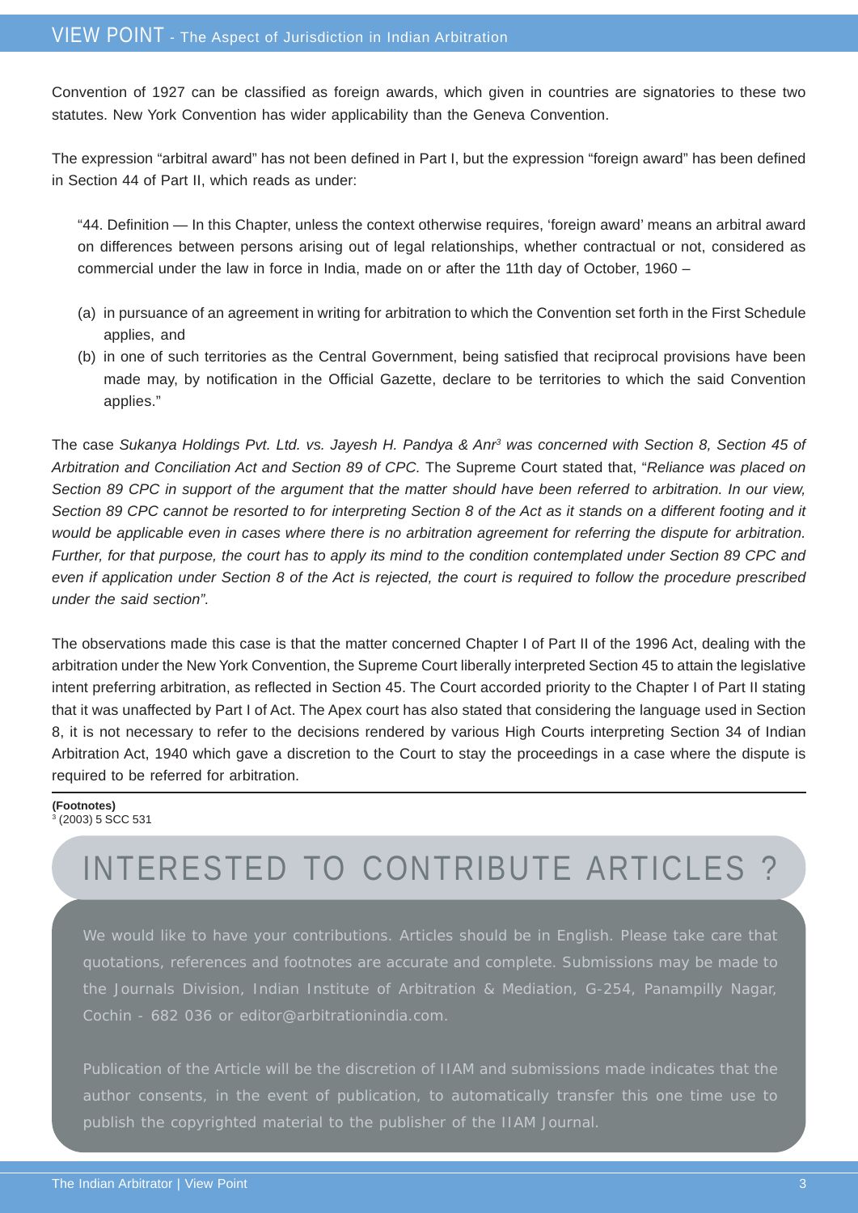Convention of 1927 can be classified as foreign awards, which given in countries are signatories to these two statutes. New York Convention has wider applicability than the Geneva Convention.

The expression "arbitral award" has not been defined in Part I, but the expression "foreign award" has been defined in Section 44 of Part II, which reads as under:

> "44. Definition — In this Chapter, unless the context otherwise requires, 'foreign award' means an arbitral award on differences between persons arising out of legal relationships, whether contractual or not, considered as commercial under the law in force in India, made on or after the 11th day of October, 1960 –
>
> (a) in pursuance of an agreement in writing for arbitration to which the Convention set forth in the First Schedule applies, and
>
> (b) in one of such territories as the Central Government, being satisfied that reciprocal provisions have been made may, by notification in the Official Gazette, declare to be territories to which the said Convention applies."

The case *Sukanya Holdings Pvt. Ltd. vs. Jayesh H. Pandya & Anr*[3] *was concerned with Section 8, Section 45 of Arbitration and Conciliation Act and Section 89 of CPC.* The Supreme Court stated that, "*Reliance was placed on Section 89 CPC in support of the argument that the matter should have been referred to arbitration. In our view, Section 89 CPC cannot be resorted to for interpreting Section 8 of the Act as it stands on a different footing and it would be applicable even in cases where there is no arbitration agreement for referring the dispute for arbitration. Further, for that purpose, the court has to apply its mind to the condition contemplated under Section 89 CPC and even if application under Section 8 of the Act is rejected, the court is required to follow the procedure prescribed under the said section".*

The observations made this case is that the matter concerned Chapter I of Part II of the 1996 Act, dealing with the arbitration under the New York Convention, the Supreme Court liberally interpreted Section 45 to attain the legislative intent preferring arbitration, as reflected in Section 45. The Court accorded priority to the Chapter I of Part II stating that it was unaffected by Part I of Act. The Apex court has also stated that considering the language used in Section 8, it is not necessary to refer to the decisions rendered by various High Courts interpreting Section 34 of Indian Arbitration Act, 1940 which gave a discretion to the Court to stay the proceedings in a case where the dispute is required to be referred for arbitration.

**(Footnotes)**

[3] (2003) 5 SCC 531

## INTERESTED TO CONTRIBUTE ARTICLES ?

We would like to have your contributions. Articles should be in English. Please take care that quotations, references and footnotes are accurate and complete. Submissions may be made to the Journals Division, Indian Institute of Arbitration & Mediation, G-254, Panampilly Nagar, Cochin - 682 036 or editor@arbitrationindia.com.

Publication of the Article will be the discretion of IIAM and submissions made indicates that the author consents, in the event of publication, to automatically transfer this one time use to publish the copyrighted material to the publisher of the IIAM Journal.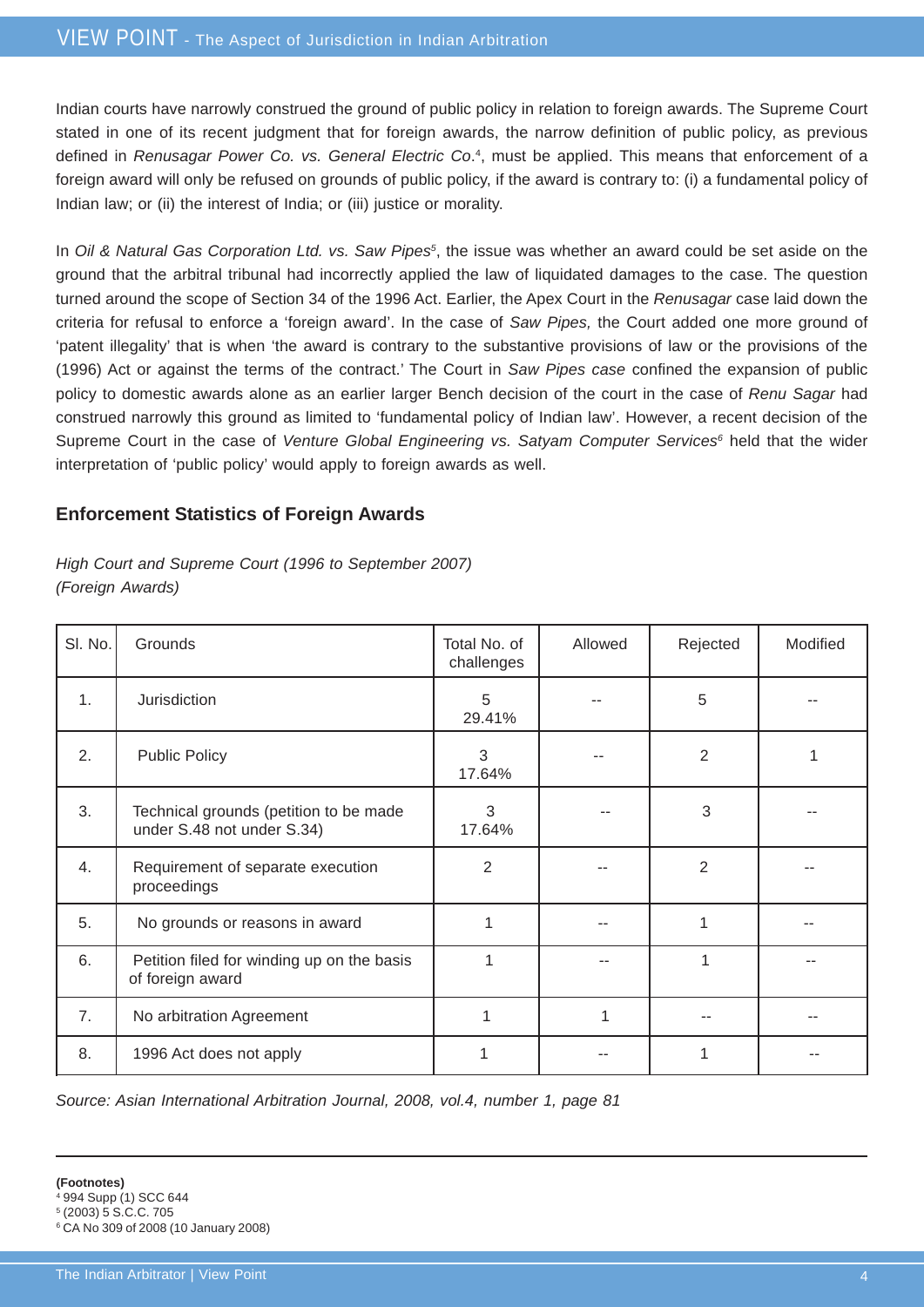Indian courts have narrowly construed the ground of public policy in relation to foreign awards. The Supreme Court stated in one of its recent judgment that for foreign awards, the narrow definition of public policy, as previous defined in *Renusagar Power Co. vs. General Electric Co*.[4], must be applied. This means that enforcement of a foreign award will only be refused on grounds of public policy, if the award is contrary to: (i) a fundamental policy of Indian law; or (ii) the interest of India; or (iii) justice or morality.

In *Oil & Natural Gas Corporation Ltd. vs. Saw Pipes*[5], the issue was whether an award could be set aside on the ground that the arbitral tribunal had incorrectly applied the law of liquidated damages to the case. The question turned around the scope of Section 34 of the 1996 Act. Earlier, the Apex Court in the *Renusagar* case laid down the criteria for refusal to enforce a 'foreign award'. In the case of *Saw Pipes,* the Court added one more ground of 'patent illegality' that is when 'the award is contrary to the substantive provisions of law or the provisions of the (1996) Act or against the terms of the contract.' The Court in *Saw Pipes case* confined the expansion of public policy to domestic awards alone as an earlier larger Bench decision of the court in the case of *Renu Sagar* had construed narrowly this ground as limited to 'fundamental policy of Indian law'. However, a recent decision of the Supreme Court in the case of *Venture Global Engineering vs. Satyam Computer Services*[6] held that the wider interpretation of 'public policy' would apply to foreign awards as well.

### Enforcement Statistics of Foreign Awards

*High Court and Supreme Court (1996 to September 2007)*
*(Foreign Awards)*

| Sl. No. | Grounds | Total No. of challenges | Allowed | Rejected | Modified |
|---|---|---|---|---|---|
| 1. | Jurisdiction | 5 29.41% | -- | 5 | -- |
| 2. | Public Policy | 3 17.64% | -- | 2 | 1 |
| 3. | Technical grounds (petition to be made under S.48 not under S.34) | 3 17.64% | -- | 3 | -- |
| 4. | Requirement of separate execution proceedings | 2 | -- | 2 | -- |
| 5. | No grounds or reasons in award | 1 | -- | 1 | -- |
| 6. | Petition filed for winding up on the basis of foreign award | 1 | -- | 1 | -- |
| 7. | No arbitration Agreement | 1 | 1 | -- | -- |
| 8. | 1996 Act does not apply | 1 | -- | 1 | -- |

*Source: Asian International Arbitration Journal, 2008, vol.4, number 1, page 81*

---

**(Footnotes)**

[4] 994 Supp (1) SCC 644

[5] (2003) 5 S.C.C. 705

[6] CA No 309 of 2008 (10 January 2008)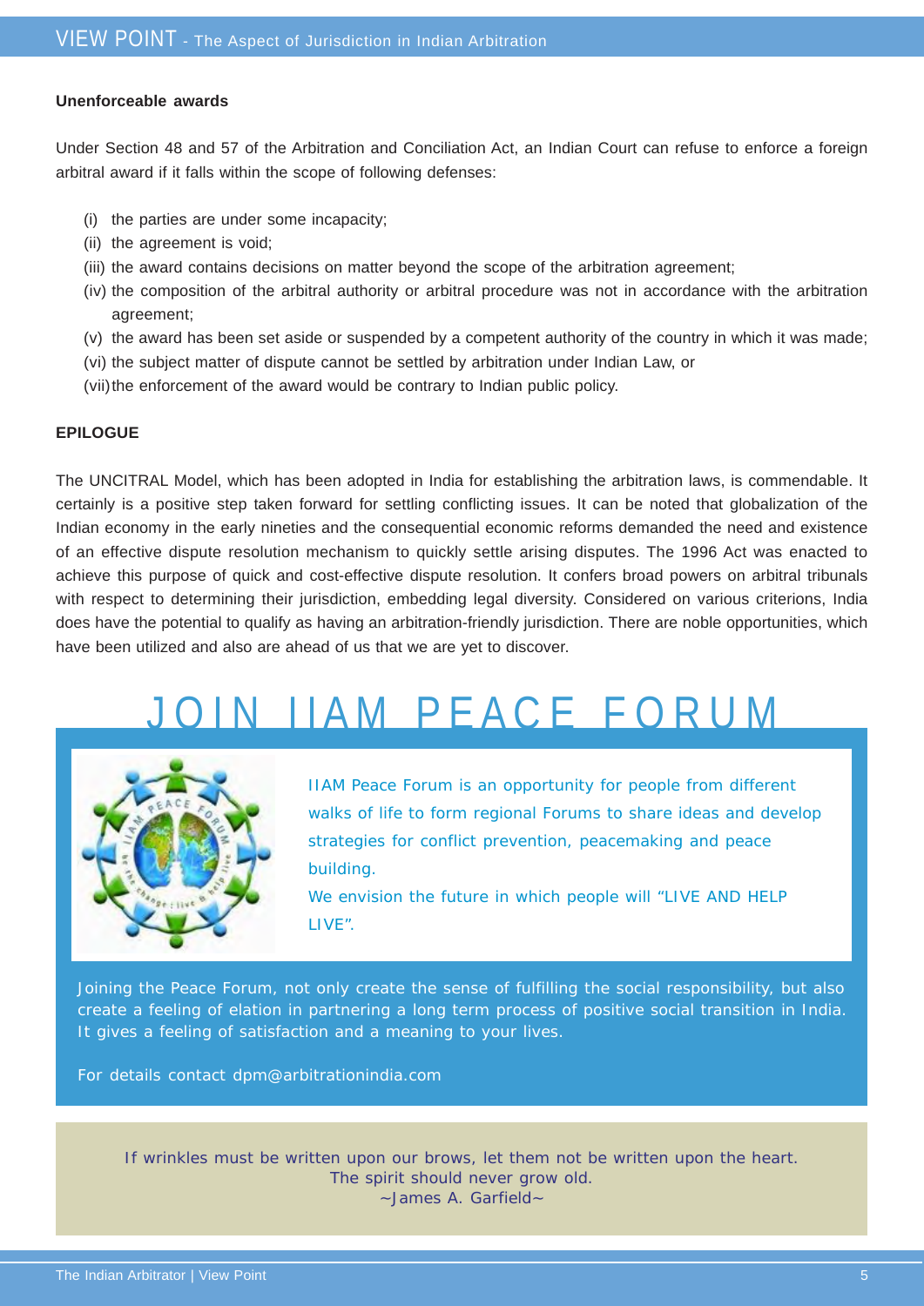### Unenforceable awards

Under Section 48 and 57 of the Arbitration and Conciliation Act, an Indian Court can refuse to enforce a foreign arbitral award if it falls within the scope of following defenses:

(i) the parties are under some incapacity;
(ii) the agreement is void;
(iii) the award contains decisions on matter beyond the scope of the arbitration agreement;
(iv) the composition of the arbitral authority or arbitral procedure was not in accordance with the arbitration agreement;
(v) the award has been set aside or suspended by a competent authority of the country in which it was made;
(vi) the subject matter of dispute cannot be settled by arbitration under Indian Law, or
(vii) the enforcement of the award would be contrary to Indian public policy.

### EPILOGUE

The UNCITRAL Model, which has been adopted in India for establishing the arbitration laws, is commendable. It certainly is a positive step taken forward for settling conflicting issues. It can be noted that globalization of the Indian economy in the early nineties and the consequential economic reforms demanded the need and existence of an effective dispute resolution mechanism to quickly settle arising disputes. The 1996 Act was enacted to achieve this purpose of quick and cost-effective dispute resolution. It confers broad powers on arbitral tribunals with respect to determining their jurisdiction, embedding legal diversity. Considered on various criterions, India does have the potential to qualify as having an arbitration-friendly jurisdiction. There are noble opportunities, which have been utilized and also are ahead of us that we are yet to discover.

# JOIN IIAM PEACE FORUM

IIAM Peace Forum is an opportunity for people from different walks of life to form regional Forums to share ideas and develop strategies for conflict prevention, peacemaking and peace building.

We envision the future in which people will "LIVE AND HELP LIVE".

Joining the Peace Forum, not only create the sense of fulfilling the social responsibility, but also create a feeling of elation in partnering a long term process of positive social transition in India. It gives a feeling of satisfaction and a meaning to your lives.

For details contact dpm@arbitrationindia.com

If wrinkles must be written upon our brows, let them not be written upon the heart.
The spirit should never grow old.
~James A. Garfield~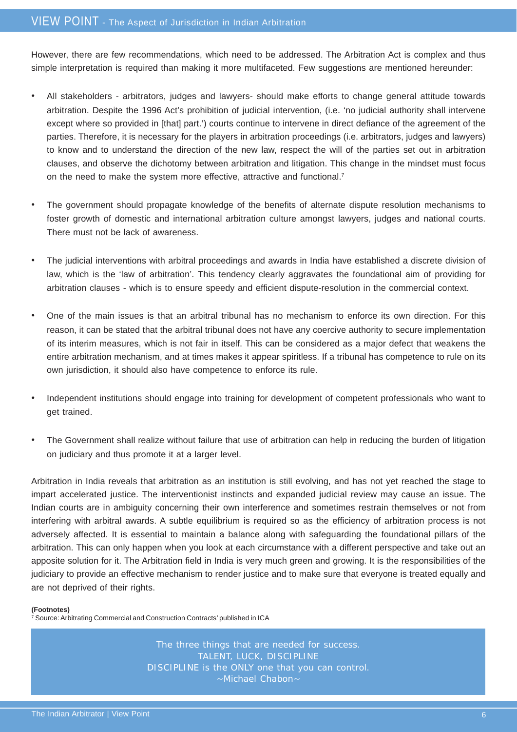However, there are few recommendations, which need to be addressed. The Arbitration Act is complex and thus simple interpretation is required than making it more multifaceted. Few suggestions are mentioned hereunder:

- All stakeholders - arbitrators, judges and lawyers- should make efforts to change general attitude towards arbitration. Despite the 1996 Act's prohibition of judicial intervention, (i.e. 'no judicial authority shall intervene except where so provided in [that] part.') courts continue to intervene in direct defiance of the agreement of the parties. Therefore, it is necessary for the players in arbitration proceedings (i.e. arbitrators, judges and lawyers) to know and to understand the direction of the new law, respect the will of the parties set out in arbitration clauses, and observe the dichotomy between arbitration and litigation. This change in the mindset must focus on the need to make the system more effective, attractive and functional.[7]

- The government should propagate knowledge of the benefits of alternate dispute resolution mechanisms to foster growth of domestic and international arbitration culture amongst lawyers, judges and national courts. There must not be lack of awareness.

- The judicial interventions with arbitral proceedings and awards in India have established a discrete division of law, which is the 'law of arbitration'. This tendency clearly aggravates the foundational aim of providing for arbitration clauses - which is to ensure speedy and efficient dispute-resolution in the commercial context.

- One of the main issues is that an arbitral tribunal has no mechanism to enforce its own direction. For this reason, it can be stated that the arbitral tribunal does not have any coercive authority to secure implementation of its interim measures, which is not fair in itself. This can be considered as a major defect that weakens the entire arbitration mechanism, and at times makes it appear spiritless. If a tribunal has competence to rule on its own jurisdiction, it should also have competence to enforce its rule.

- Independent institutions should engage into training for development of competent professionals who want to get trained.

- The Government shall realize without failure that use of arbitration can help in reducing the burden of litigation on judiciary and thus promote it at a larger level.

Arbitration in India reveals that arbitration as an institution is still evolving, and has not yet reached the stage to impart accelerated justice. The interventionist instincts and expanded judicial review may cause an issue. The Indian courts are in ambiguity concerning their own interference and sometimes restrain themselves or not from interfering with arbitral awards. A subtle equilibrium is required so as the efficiency of arbitration process is not adversely affected. It is essential to maintain a balance along with safeguarding the foundational pillars of the arbitration. This can only happen when you look at each circumstance with a different perspective and take out an apposite solution for it. The Arbitration field in India is very much green and growing. It is the responsibilities of the judiciary to provide an effective mechanism to render justice and to make sure that everyone is treated equally and are not deprived of their rights.

---

**(Footnotes)**

[7] Source: Arbitrating Commercial and Construction Contracts' published in ICA

> The three things that are needed for success.
> TALENT, LUCK, DISCIPLINE
> DISCIPLINE is the ONLY one that you can control.
> ~Michael Chabon~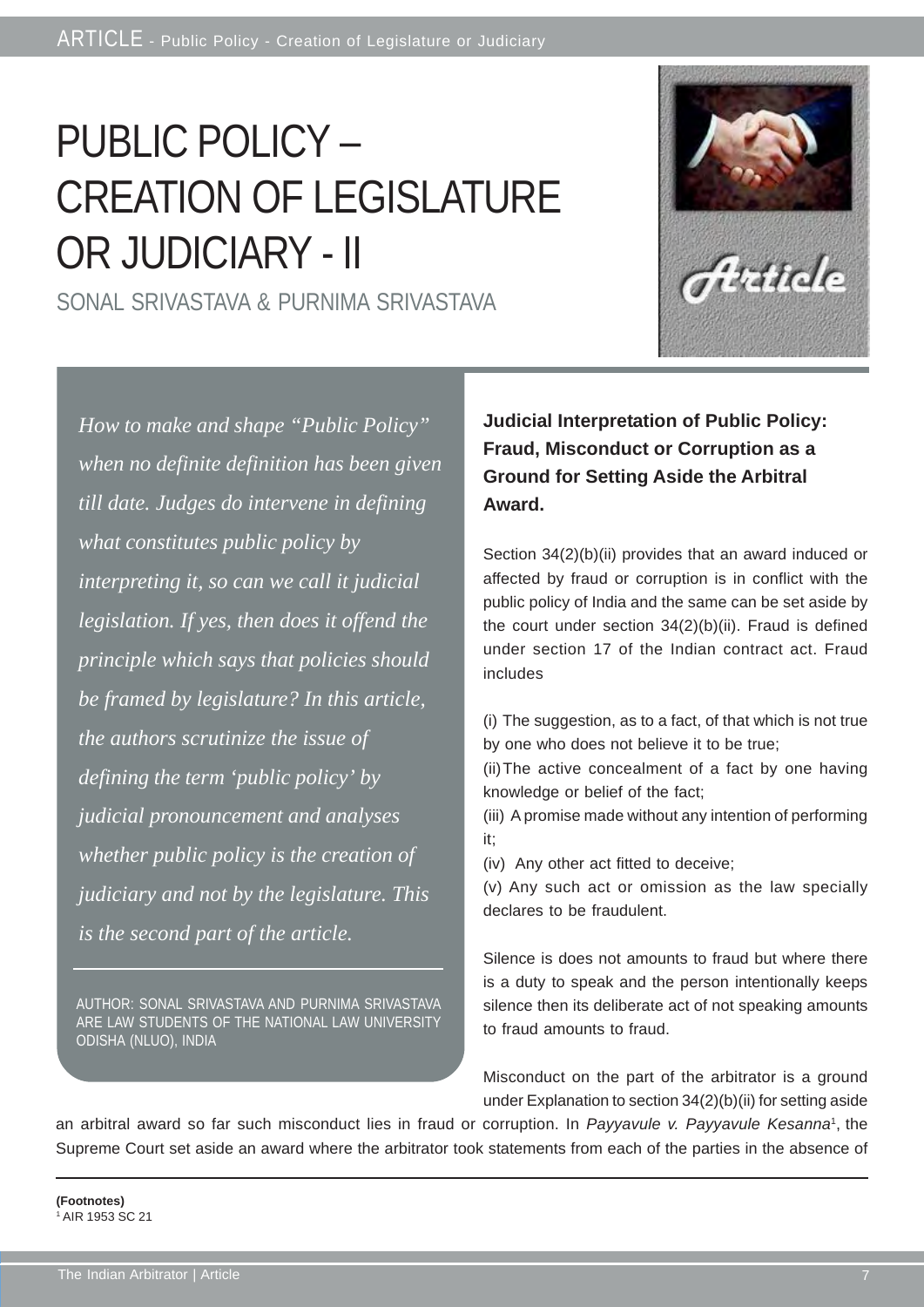# PUBLIC POLICY – CREATION OF LEGISLATURE OR JUDICIARY - II

SONAL SRIVASTAVA & PURNIMA SRIVASTAVA

*How to make and shape "Public Policy" when no definite definition has been given till date. Judges do intervene in defining what constitutes public policy by interpreting it, so can we call it judicial legislation. If yes, then does it offend the principle which says that policies should be framed by legislature? In this article, the authors scrutinize the issue of defining the term 'public policy' by judicial pronouncement and analyses whether public policy is the creation of judiciary and not by the legislature. This is the second part of the article.*

AUTHOR: SONAL SRIVASTAVA AND PURNIMA SRIVASTAVA ARE LAW STUDENTS OF THE NATIONAL LAW UNIVERSITY ODISHA (NLUO), INDIA

**Judicial Interpretation of Public Policy: Fraud, Misconduct or Corruption as a Ground for Setting Aside the Arbitral Award.**

Section 34(2)(b)(ii) provides that an award induced or affected by fraud or corruption is in conflict with the public policy of India and the same can be set aside by the court under section 34(2)(b)(ii). Fraud is defined under section 17 of the Indian contract act. Fraud includes

(i) The suggestion, as to a fact, of that which is not true by one who does not believe it to be true;

(ii) The active concealment of a fact by one having knowledge or belief of the fact;

(iii) A promise made without any intention of performing it;

(iv) Any other act fitted to deceive;

(v) Any such act or omission as the law specially declares to be fraudulent.

Silence is does not amounts to fraud but where there is a duty to speak and the person intentionally keeps silence then its deliberate act of not speaking amounts to fraud amounts to fraud.

Misconduct on the part of the arbitrator is a ground under Explanation to section 34(2)(b)(ii) for setting aside an arbitral award so far such misconduct lies in fraud or corruption. In *Payyavule v. Payyavule Kesanna*[1], the Supreme Court set aside an award where the arbitrator took statements from each of the parties in the absence of

**(Footnotes)**

[1] AIR 1953 SC 21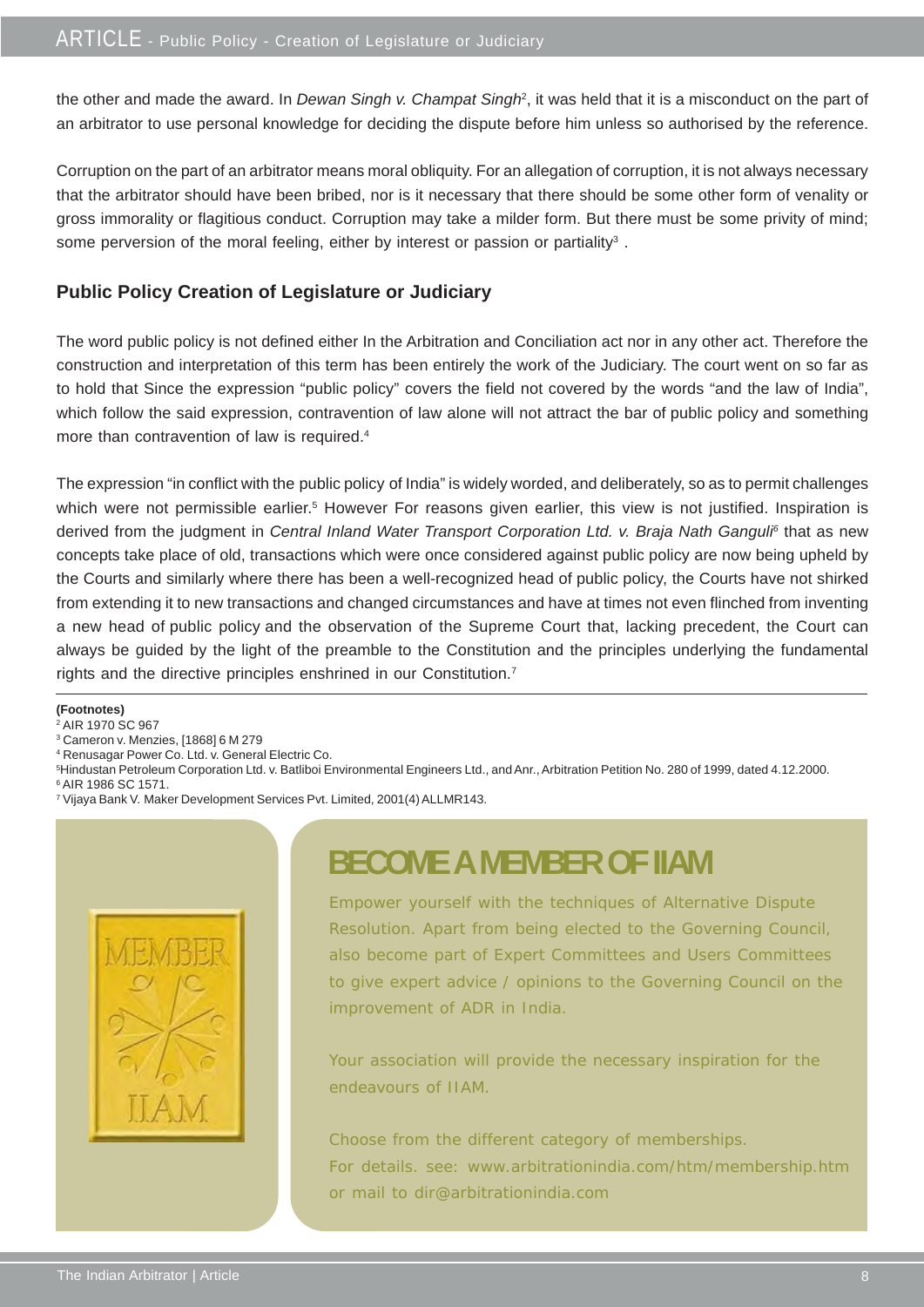the other and made the award. In *Dewan Singh v. Champat Singh*[2], it was held that it is a misconduct on the part of an arbitrator to use personal knowledge for deciding the dispute before him unless so authorised by the reference.

Corruption on the part of an arbitrator means moral obliquity. For an allegation of corruption, it is not always necessary that the arbitrator should have been bribed, nor is it necessary that there should be some other form of venality or gross immorality or flagitious conduct. Corruption may take a milder form. But there must be some privity of mind; some perversion of the moral feeling, either by interest or passion or partiality[3] .

### Public Policy Creation of Legislature or Judiciary

The word public policy is not defined either In the Arbitration and Conciliation act nor in any other act. Therefore the construction and interpretation of this term has been entirely the work of the Judiciary. The court went on so far as to hold that Since the expression "public policy" covers the field not covered by the words "and the law of India", which follow the said expression, contravention of law alone will not attract the bar of public policy and something more than contravention of law is required.[4]

The expression "in conflict with the public policy of India" is widely worded, and deliberately, so as to permit challenges which were not permissible earlier.[5] However For reasons given earlier, this view is not justified. Inspiration is derived from the judgment in *Central Inland Water Transport Corporation Ltd. v. Braja Nath Ganguli*[6] that as new concepts take place of old, transactions which were once considered against public policy are now being upheld by the Courts and similarly where there has been a well-recognized head of public policy, the Courts have not shirked from extending it to new transactions and changed circumstances and have at times not even flinched from inventing a new head of public policy and the observation of the Supreme Court that, lacking precedent, the Court can always be guided by the light of the preamble to the Constitution and the principles underlying the fundamental rights and the directive principles enshrined in our Constitution.[7]

**(Footnotes)**

[2] AIR 1970 SC 967

[3] Cameron v. Menzies, [1868] 6 M 279

[4] Renusagar Power Co. Ltd. v. General Electric Co.

[5] Hindustan Petroleum Corporation Ltd. v. Batliboi Environmental Engineers Ltd., and Anr., Arbitration Petition No. 280 of 1999, dated 4.12.2000.

[6] AIR 1986 SC 1571.

[7] Vijaya Bank V. Maker Development Services Pvt. Limited, 2001(4) ALLMR143.

MEMBER IIAM

## BECOME A MEMBER OF IIAM

Empower yourself with the techniques of Alternative Dispute Resolution. Apart from being elected to the Governing Council, also become part of Expert Committees and Users Committees to give expert advice / opinions to the Governing Council on the improvement of ADR in India.

Your association will provide the necessary inspiration for the endeavours of IIAM.

Choose from the different category of memberships.
For details. see: www.arbitrationindia.com/htm/membership.htm or mail to dir@arbitrationindia.com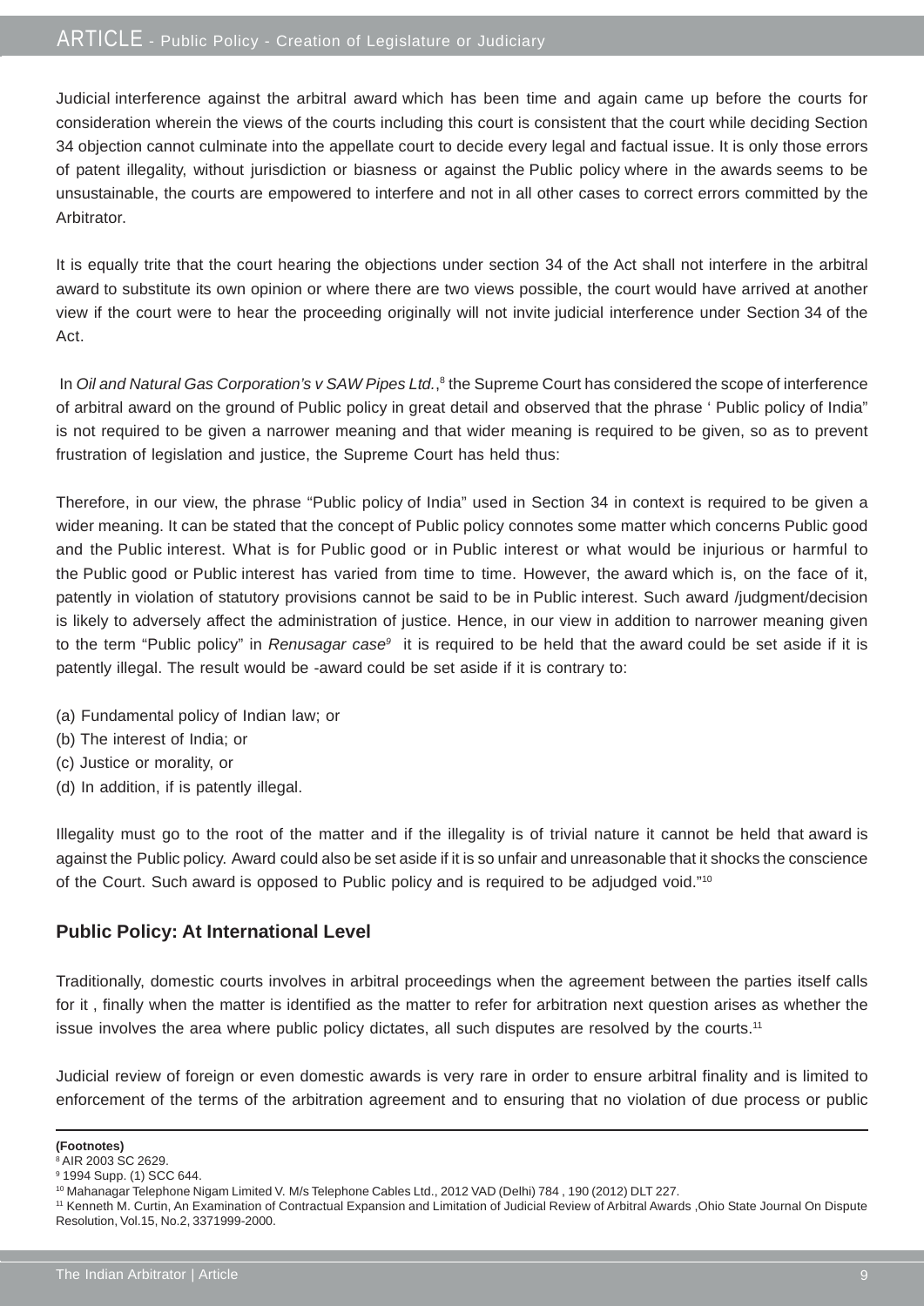Judicial interference against the arbitral award which has been time and again came up before the courts for consideration wherein the views of the courts including this court is consistent that the court while deciding Section 34 objection cannot culminate into the appellate court to decide every legal and factual issue. It is only those errors of patent illegality, without jurisdiction or biasness or against the Public policy where in the awards seems to be unsustainable, the courts are empowered to interfere and not in all other cases to correct errors committed by the Arbitrator.

It is equally trite that the court hearing the objections under section 34 of the Act shall not interfere in the arbitral award to substitute its own opinion or where there are two views possible, the court would have arrived at another view if the court were to hear the proceeding originally will not invite judicial interference under Section 34 of the Act.

In *Oil and Natural Gas Corporation's v SAW Pipes Ltd.*,[8] the Supreme Court has considered the scope of interference of arbitral award on the ground of Public policy in great detail and observed that the phrase ' Public policy of India" is not required to be given a narrower meaning and that wider meaning is required to be given, so as to prevent frustration of legislation and justice, the Supreme Court has held thus:

Therefore, in our view, the phrase "Public policy of India" used in Section 34 in context is required to be given a wider meaning. It can be stated that the concept of Public policy connotes some matter which concerns Public good and the Public interest. What is for Public good or in Public interest or what would be injurious or harmful to the Public good or Public interest has varied from time to time. However, the award which is, on the face of it, patently in violation of statutory provisions cannot be said to be in Public interest. Such award /judgment/decision is likely to adversely affect the administration of justice. Hence, in our view in addition to narrower meaning given to the term "Public policy" in *Renusagar case*[9] it is required to be held that the award could be set aside if it is patently illegal. The result would be -award could be set aside if it is contrary to:

(a) Fundamental policy of Indian law; or
(b) The interest of India; or
(c) Justice or morality, or
(d) In addition, if is patently illegal.

Illegality must go to the root of the matter and if the illegality is of trivial nature it cannot be held that award is against the Public policy. Award could also be set aside if it is so unfair and unreasonable that it shocks the conscience of the Court. Such award is opposed to Public policy and is required to be adjudged void."[10]

### Public Policy: At International Level

Traditionally, domestic courts involves in arbitral proceedings when the agreement between the parties itself calls for it , finally when the matter is identified as the matter to refer for arbitration next question arises as whether the issue involves the area where public policy dictates, all such disputes are resolved by the courts.[11]

Judicial review of foreign or even domestic awards is very rare in order to ensure arbitral finality and is limited to enforcement of the terms of the arbitration agreement and to ensuring that no violation of due process or public

**(Footnotes)**

[8] AIR 2003 SC 2629.

[9] 1994 Supp. (1) SCC 644.

[10] Mahanagar Telephone Nigam Limited V. M/s Telephone Cables Ltd., 2012 VAD (Delhi) 784 , 190 (2012) DLT 227.

[11] Kenneth M. Curtin, An Examination of Contractual Expansion and Limitation of Judicial Review of Arbitral Awards ,Ohio State Journal On Dispute Resolution, Vol.15, No.2, 3371999-2000.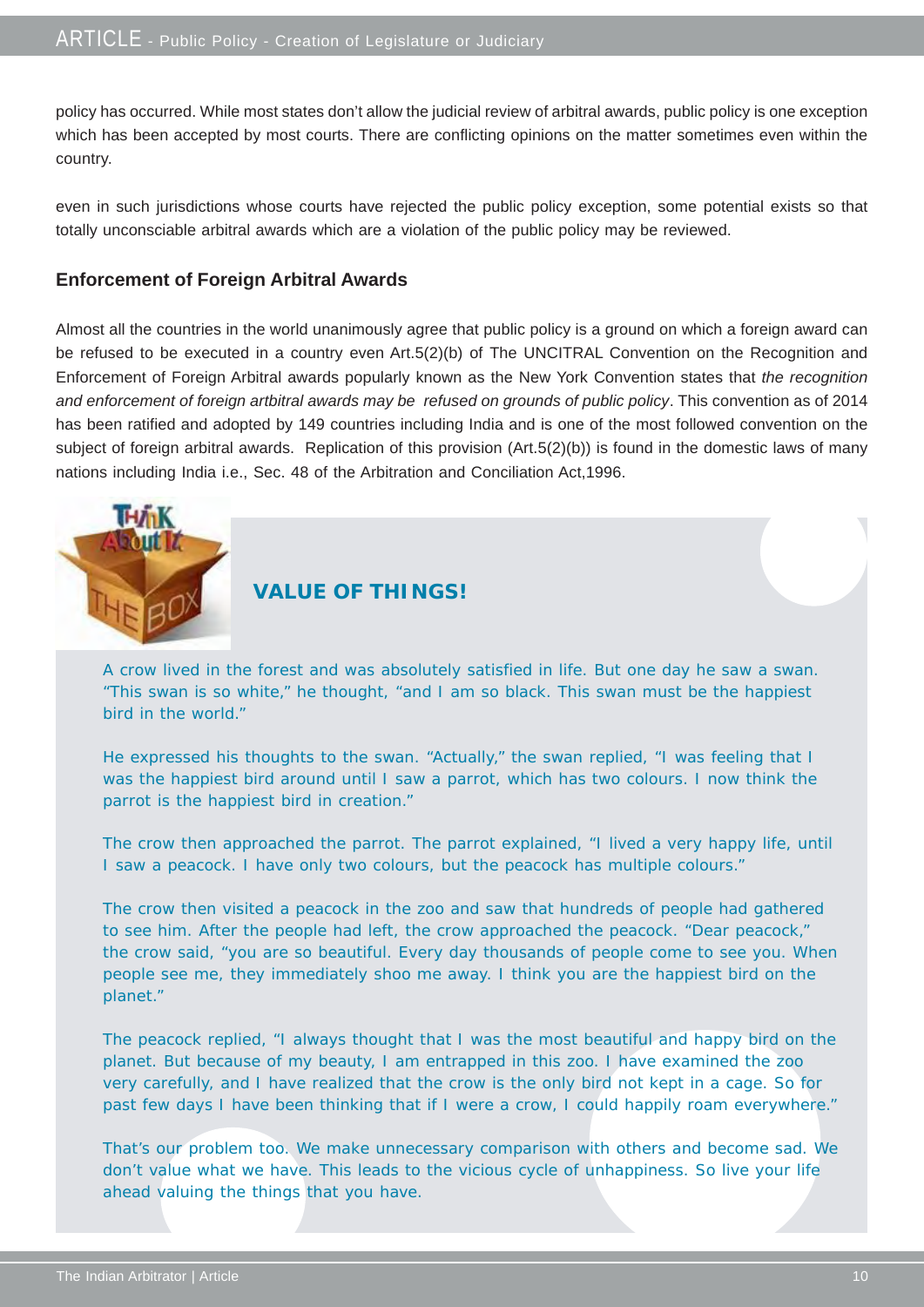policy has occurred. While most states don't allow the judicial review of arbitral awards, public policy is one exception which has been accepted by most courts. There are conflicting opinions on the matter sometimes even within the country.

even in such jurisdictions whose courts have rejected the public policy exception, some potential exists so that totally unconsciable arbitral awards which are a violation of the public policy may be reviewed.

### Enforcement of Foreign Arbitral Awards

Almost all the countries in the world unanimously agree that public policy is a ground on which a foreign award can be refused to be executed in a country even Art.5(2)(b) of The UNCITRAL Convention on the Recognition and Enforcement of Foreign Arbitral awards popularly known as the New York Convention states that *the recognition and enforcement of foreign artbitral awards may be refused on grounds of public policy*. This convention as of 2014 has been ratified and adopted by 149 countries including India and is one of the most followed convention on the subject of foreign arbitral awards. Replication of this provision (Art.5(2)(b)) is found in the domestic laws of many nations including India i.e., Sec. 48 of the Arbitration and Conciliation Act,1996.

Think About It — THE BOX

### VALUE OF THINGS!

A crow lived in the forest and was absolutely satisfied in life. But one day he saw a swan. "This swan is so white," he thought, "and I am so black. This swan must be the happiest bird in the world."

He expressed his thoughts to the swan. "Actually," the swan replied, "I was feeling that I was the happiest bird around until I saw a parrot, which has two colours. I now think the parrot is the happiest bird in creation."

The crow then approached the parrot. The parrot explained, "I lived a very happy life, until I saw a peacock. I have only two colours, but the peacock has multiple colours."

The crow then visited a peacock in the zoo and saw that hundreds of people had gathered to see him. After the people had left, the crow approached the peacock. "Dear peacock," the crow said, "you are so beautiful. Every day thousands of people come to see you. When people see me, they immediately shoo me away. I think you are the happiest bird on the planet."

The peacock replied, "I always thought that I was the most beautiful and happy bird on the planet. But because of my beauty, I am entrapped in this zoo. I have examined the zoo very carefully, and I have realized that the crow is the only bird not kept in a cage. So for past few days I have been thinking that if I were a crow, I could happily roam everywhere."

That's our problem too. We make unnecessary comparison with others and become sad. We don't value what we have. This leads to the vicious cycle of unhappiness. So live your life ahead valuing the things that you have.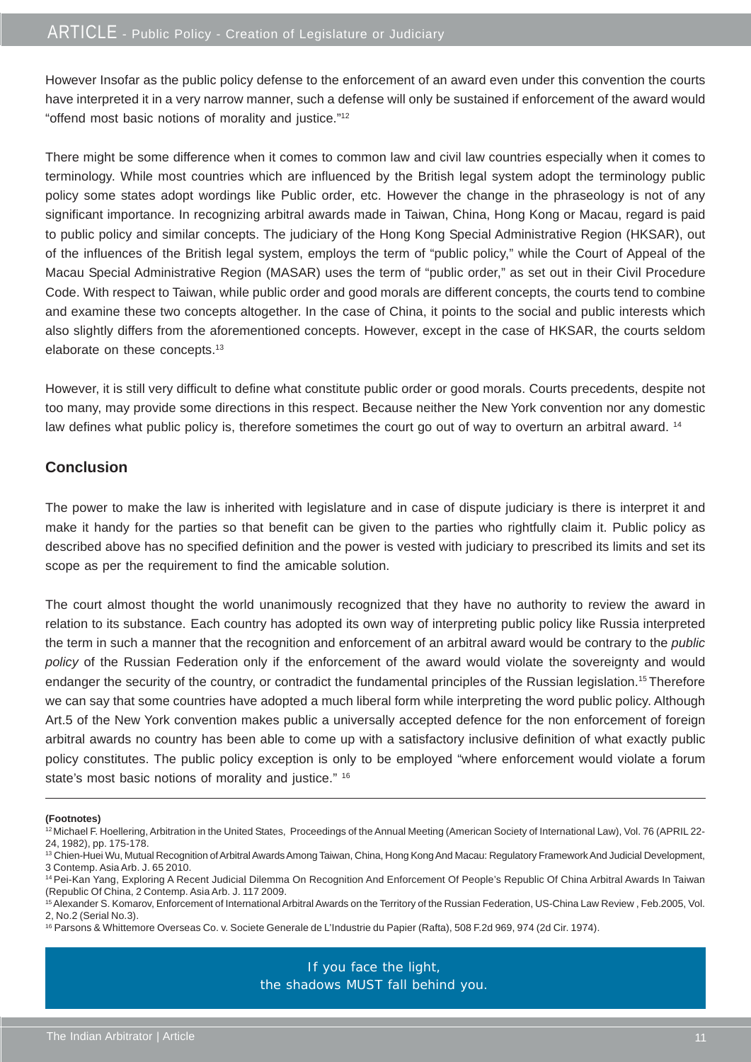However Insofar as the public policy defense to the enforcement of an award even under this convention the courts have interpreted it in a very narrow manner, such a defense will only be sustained if enforcement of the award would "offend most basic notions of morality and justice."[12]

There might be some difference when it comes to common law and civil law countries especially when it comes to terminology. While most countries which are influenced by the British legal system adopt the terminology public policy some states adopt wordings like Public order, etc. However the change in the phraseology is not of any significant importance. In recognizing arbitral awards made in Taiwan, China, Hong Kong or Macau, regard is paid to public policy and similar concepts. The judiciary of the Hong Kong Special Administrative Region (HKSAR), out of the influences of the British legal system, employs the term of "public policy," while the Court of Appeal of the Macau Special Administrative Region (MASAR) uses the term of "public order," as set out in their Civil Procedure Code. With respect to Taiwan, while public order and good morals are different concepts, the courts tend to combine and examine these two concepts altogether. In the case of China, it points to the social and public interests which also slightly differs from the aforementioned concepts. However, except in the case of HKSAR, the courts seldom elaborate on these concepts.[13]

However, it is still very difficult to define what constitute public order or good morals. Courts precedents, despite not too many, may provide some directions in this respect. Because neither the New York convention nor any domestic law defines what public policy is, therefore sometimes the court go out of way to overturn an arbitral award. [14]

### Conclusion

The power to make the law is inherited with legislature and in case of dispute judiciary is there is interpret it and make it handy for the parties so that benefit can be given to the parties who rightfully claim it. Public policy as described above has no specified definition and the power is vested with judiciary to prescribed its limits and set its scope as per the requirement to find the amicable solution.

The court almost thought the world unanimously recognized that they have no authority to review the award in relation to its substance. Each country has adopted its own way of interpreting public policy like Russia interpreted the term in such a manner that the recognition and enforcement of an arbitral award would be contrary to the *public policy* of the Russian Federation only if the enforcement of the award would violate the sovereignty and would endanger the security of the country, or contradict the fundamental principles of the Russian legislation.[15] Therefore we can say that some countries have adopted a much liberal form while interpreting the word public policy. Although Art.5 of the New York convention makes public a universally accepted defence for the non enforcement of foreign arbitral awards no country has been able to come up with a satisfactory inclusive definition of what exactly public policy constitutes. The public policy exception is only to be employed "where enforcement would violate a forum state's most basic notions of morality and justice." [16]

---

**(Footnotes)**

[12] Michael F. Hoellering, Arbitration in the United States, Proceedings of the Annual Meeting (American Society of International Law), Vol. 76 (APRIL 22-24, 1982), pp. 175-178.

[13] Chien-Huei Wu, Mutual Recognition of Arbitral Awards Among Taiwan, China, Hong Kong And Macau: Regulatory Framework And Judicial Development, 3 Contemp. Asia Arb. J. 65 2010.

[14] Pei-Kan Yang, Exploring A Recent Judicial Dilemma On Recognition And Enforcement Of People's Republic Of China Arbitral Awards In Taiwan (Republic Of China, 2 Contemp. Asia Arb. J. 117 2009.

[15] Alexander S. Komarov, Enforcement of International Arbitral Awards on the Territory of the Russian Federation, US-China Law Review , Feb.2005, Vol. 2, No.2 (Serial No.3).

[16] Parsons & Whittemore Overseas Co. v. Societe Generale de L'Industrie du Papier (Rafta), 508 F.2d 969, 974 (2d Cir. 1974).

If you face the light,
the shadows MUST fall behind you.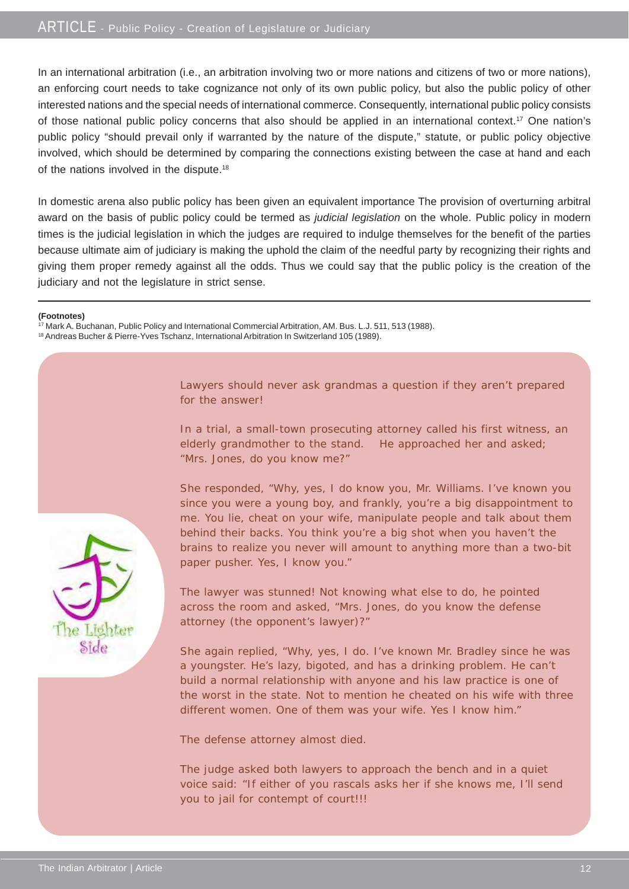In an international arbitration (i.e., an arbitration involving two or more nations and citizens of two or more nations), an enforcing court needs to take cognizance not only of its own public policy, but also the public policy of other interested nations and the special needs of international commerce. Consequently, international public policy consists of those national public policy concerns that also should be applied in an international context.[17] One nation's public policy "should prevail only if warranted by the nature of the dispute," statute, or public policy objective involved, which should be determined by comparing the connections existing between the case at hand and each of the nations involved in the dispute.[18]

In domestic arena also public policy has been given an equivalent importance The provision of overturning arbitral award on the basis of public policy could be termed as *judicial legislation* on the whole. Public policy in modern times is the judicial legislation in which the judges are required to indulge themselves for the benefit of the parties because ultimate aim of judiciary is making the uphold the claim of the needful party by recognizing their rights and giving them proper remedy against all the odds. Thus we could say that the public policy is the creation of the judiciary and not the legislature in strict sense.

---

**(Footnotes)**

[17] Mark A. Buchanan, Public Policy and International Commercial Arbitration, AM. Bus. L.J. 511, 513 (1988).

[18] Andreas Bucher & Pierre-Yves Tschanz, International Arbitration In Switzerland 105 (1989).

The Lighter Side

Lawyers should never ask grandmas a question if they aren't prepared for the answer!

In a trial, a small-town prosecuting attorney called his first witness, an elderly grandmother to the stand. He approached her and asked; "Mrs. Jones, do you know me?"

She responded, "Why, yes, I do know you, Mr. Williams. I've known you since you were a young boy, and frankly, you're a big disappointment to me. You lie, cheat on your wife, manipulate people and talk about them behind their backs. You think you're a big shot when you haven't the brains to realize you never will amount to anything more than a two-bit paper pusher. Yes, I know you."

The lawyer was stunned! Not knowing what else to do, he pointed across the room and asked, "Mrs. Jones, do you know the defense attorney (the opponent's lawyer)?"

She again replied, "Why, yes, I do. I've known Mr. Bradley since he was a youngster. He's lazy, bigoted, and has a drinking problem. He can't build a normal relationship with anyone and his law practice is one of the worst in the state. Not to mention he cheated on his wife with three different women. One of them was your wife. Yes I know him."

The defense attorney almost died.

The judge asked both lawyers to approach the bench and in a quiet voice said: "If either of you rascals asks her if she knows me, I'll send you to jail for contempt of court!!!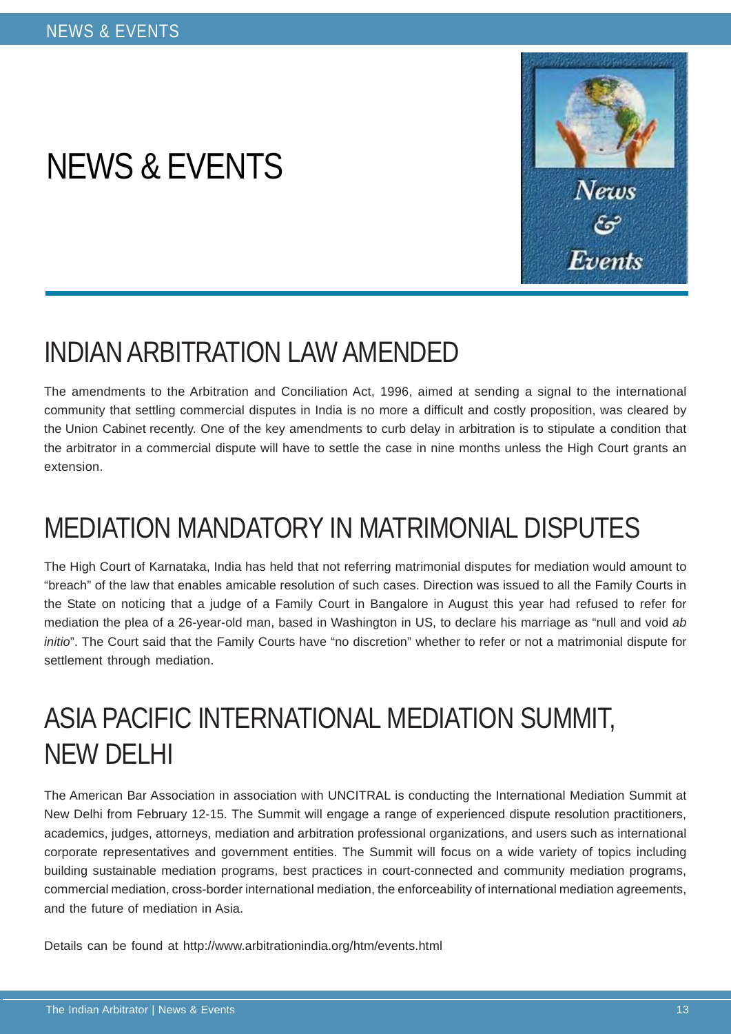# NEWS & EVENTS

## INDIAN ARBITRATION LAW AMENDED

The amendments to the Arbitration and Conciliation Act, 1996, aimed at sending a signal to the international community that settling commercial disputes in India is no more a difficult and costly proposition, was cleared by the Union Cabinet recently. One of the key amendments to curb delay in arbitration is to stipulate a condition that the arbitrator in a commercial dispute will have to settle the case in nine months unless the High Court grants an extension.

## MEDIATION MANDATORY IN MATRIMONIAL DISPUTES

The High Court of Karnataka, India has held that not referring matrimonial disputes for mediation would amount to "breach" of the law that enables amicable resolution of such cases. Direction was issued to all the Family Courts in the State on noticing that a judge of a Family Court in Bangalore in August this year had refused to refer for mediation the plea of a 26-year-old man, based in Washington in US, to declare his marriage as "null and void *ab initio*". The Court said that the Family Courts have "no discretion" whether to refer or not a matrimonial dispute for settlement through mediation.

## ASIA PACIFIC INTERNATIONAL MEDIATION SUMMIT, NEW DELHI

The American Bar Association in association with UNCITRAL is conducting the International Mediation Summit at New Delhi from February 12-15. The Summit will engage a range of experienced dispute resolution practitioners, academics, judges, attorneys, mediation and arbitration professional organizations, and users such as international corporate representatives and government entities. The Summit will focus on a wide variety of topics including building sustainable mediation programs, best practices in court-connected and community mediation programs, commercial mediation, cross-border international mediation, the enforceability of international mediation agreements, and the future of mediation in Asia.

Details can be found at http://www.arbitrationindia.org/htm/events.html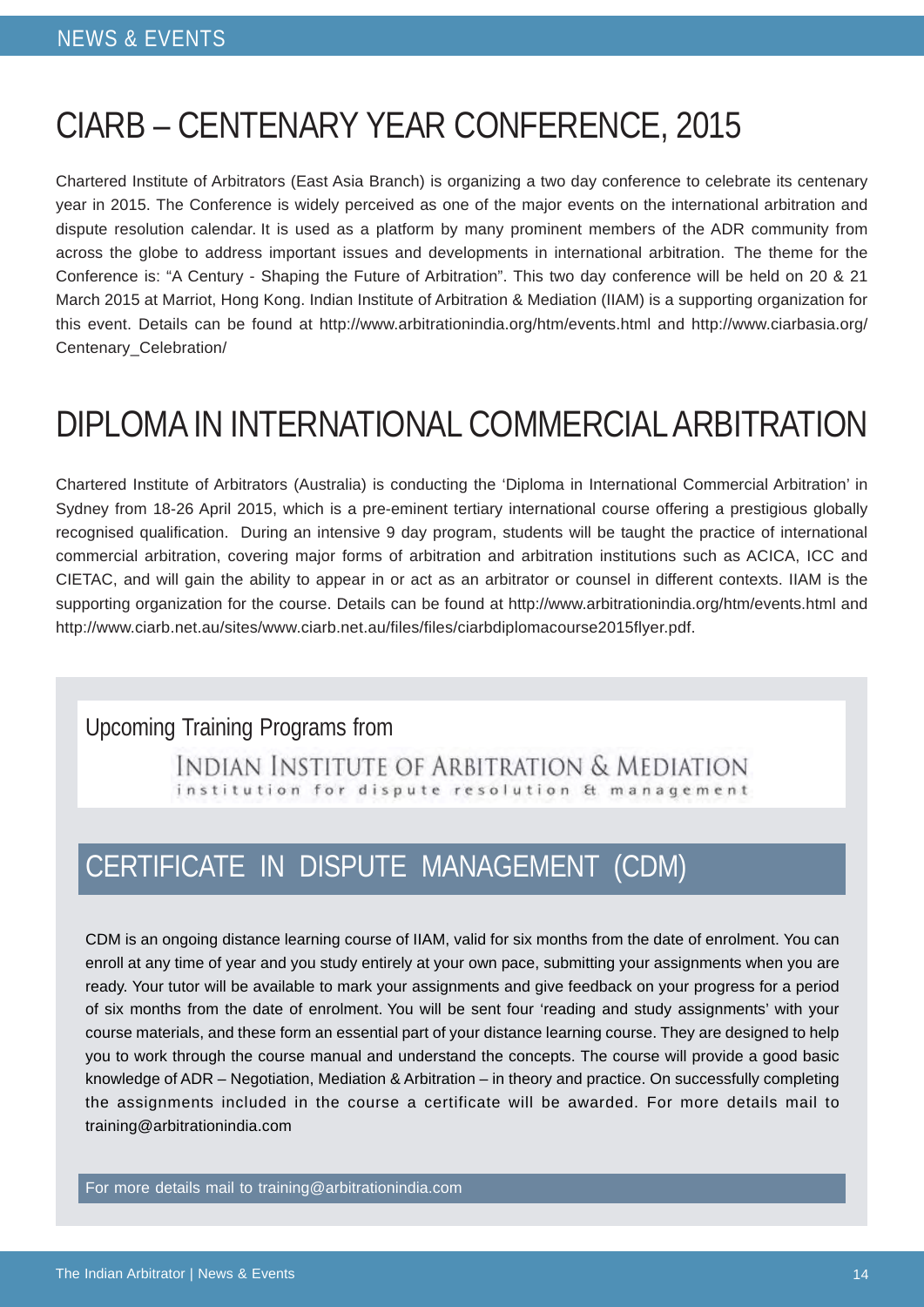# CIARB – CENTENARY YEAR CONFERENCE, 2015

Chartered Institute of Arbitrators (East Asia Branch) is organizing a two day conference to celebrate its centenary year in 2015. The Conference is widely perceived as one of the major events on the international arbitration and dispute resolution calendar. It is used as a platform by many prominent members of the ADR community from across the globe to address important issues and developments in international arbitration. The theme for the Conference is: "A Century - Shaping the Future of Arbitration". This two day conference will be held on 20 & 21 March 2015 at Marriot, Hong Kong. Indian Institute of Arbitration & Mediation (IIAM) is a supporting organization for this event. Details can be found at http://www.arbitrationindia.org/htm/events.html and http://www.ciarbasia.org/Centenary_Celebration/

# DIPLOMA IN INTERNATIONAL COMMERCIAL ARBITRATION

Chartered Institute of Arbitrators (Australia) is conducting the 'Diploma in International Commercial Arbitration' in Sydney from 18-26 April 2015, which is a pre-eminent tertiary international course offering a prestigious globally recognised qualification. During an intensive 9 day program, students will be taught the practice of international commercial arbitration, covering major forms of arbitration and arbitration institutions such as ACICA, ICC and CIETAC, and will gain the ability to appear in or act as an arbitrator or counsel in different contexts. IIAM is the supporting organization for the course. Details can be found at http://www.arbitrationindia.org/htm/events.html and http://www.ciarb.net.au/sites/www.ciarb.net.au/files/files/ciarbdiplomacourse2015flyer.pdf.

Upcoming Training Programs from

INDIAN INSTITUTE OF ARBITRATION & MEDIATION
institution for dispute resolution & management

## CERTIFICATE IN DISPUTE MANAGEMENT (CDM)

CDM is an ongoing distance learning course of IIAM, valid for six months from the date of enrolment. You can enroll at any time of year and you study entirely at your own pace, submitting your assignments when you are ready. Your tutor will be available to mark your assignments and give feedback on your progress for a period of six months from the date of enrolment. You will be sent four 'reading and study assignments' with your course materials, and these form an essential part of your distance learning course. They are designed to help you to work through the course manual and understand the concepts. The course will provide a good basic knowledge of ADR – Negotiation, Mediation & Arbitration – in theory and practice. On successfully completing the assignments included in the course a certificate will be awarded. For more details mail to training@arbitrationindia.com

For more details mail to training@arbitrationindia.com